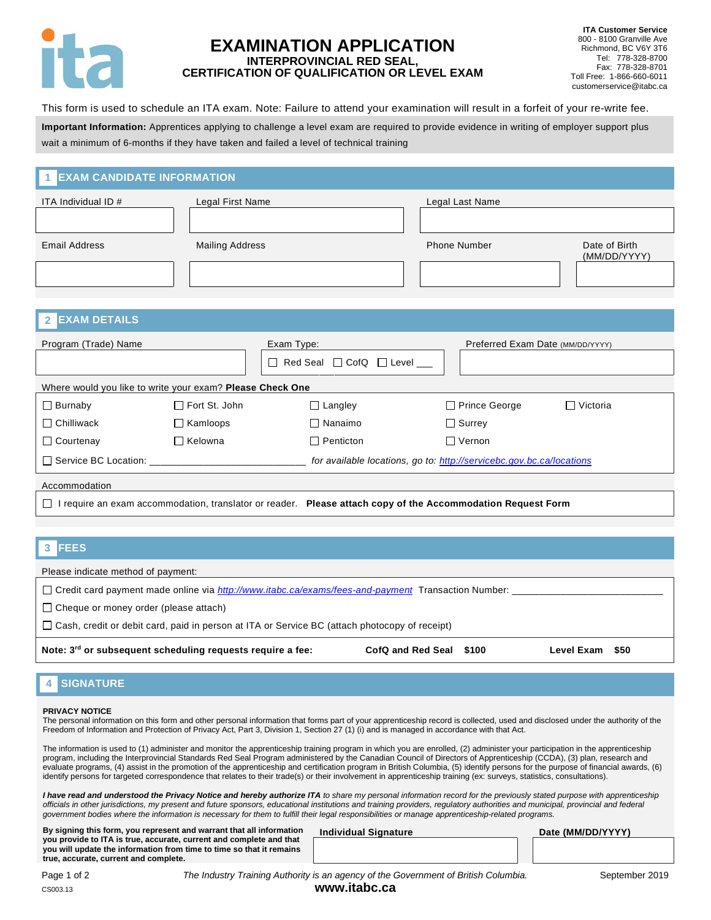# EXAMINATION APPLICATION

## INTERPROVINCIAL RED SEAL, CERTIFICATION OF QUALIFICATION OR LEVEL EXAM

**ITA Customer Service**
800 - 8100 Granville Ave
Richmond, BC V6Y 3T6
Tel: 778-328-8700
Fax: 778-328-8701
Toll Free: 1-866-660-6011
customerservice@itabc.ca

This form is used to schedule an ITA exam. Note: Failure to attend your examination will result in a forfeit of your re-write fee.

**Important Information:** Apprentices applying to challenge a level exam are required to provide evidence in writing of employer support plus wait a minimum of 6-months if they have taken and failed a level of technical training

## 1 EXAM CANDIDATE INFORMATION

| ITA Individual ID # | Legal First Name | Legal Last Name | |
|---|---|---|---|
| | | | |
| **Email Address** | **Mailing Address** | **Phone Number** | **Date of Birth (MM/DD/YYYY)** |
| | | | |

## 2 EXAM DETAILS

| Program (Trade) Name | Exam Type: | Preferred Exam Date (MM/DD/YYYY) |
|---|---|---|
| | ☐ Red Seal ☐ CofQ ☐ Level ___ | |

Where would you like to write your exam? **Please Check One**

| | | | | |
|---|---|---|---|---|
| ☐ Burnaby | ☐ Fort St. John | ☐ Langley | ☐ Prince George | ☐ Victoria |
| ☐ Chilliwack | ☐ Kamloops | ☐ Nanaimo | ☐ Surrey | |
| ☐ Courtenay | ☐ Kelowna | ☐ Penticton | ☐ Vernon | |

☐ Service BC Location: ____________________________ *for available locations, go to: http://servicebc.gov.bc.ca/locations*

Accommodation

☐ I require an exam accommodation, translator or reader. **Please attach copy of the Accommodation Request Form**

## 3 FEES

Please indicate method of payment:

☐ Credit card payment made online via *http://www.itabc.ca/exams/fees-and-payment* Transaction Number: ____________________________

☐ Cheque or money order (please attach)

☐ Cash, credit or debit card, paid in person at ITA or Service BC (attach photocopy of receipt)

**Note: 3rd or subsequent scheduling requests require a fee: CofQ and Red Seal $100 Level Exam $50**

## 4 SIGNATURE

**PRIVACY NOTICE**

The personal information on this form and other personal information that forms part of your apprenticeship record is collected, used and disclosed under the authority of the Freedom of Information and Protection of Privacy Act, Part 3, Division 1, Section 27 (1) (i) and is managed in accordance with that Act.

The information is used to (1) administer and monitor the apprenticeship training program in which you are enrolled, (2) administer your participation in the apprenticeship program, including the Interprovincial Standards Red Seal Program administered by the Canadian Council of Directors of Apprenticeship (CCDA), (3) plan, research and evaluate programs, (4) assist in the promotion of the apprenticeship and certification program in British Columbia, (5) identify persons for the purpose of financial awards, (6) identify persons for targeted correspondence that relates to their trade(s) or their involvement in apprenticeship training (ex: surveys, statistics, consultations).

***I have read and understood the Privacy Notice and hereby authorize ITA*** *to share my personal information record for the previously stated purpose with apprenticeship officials in other jurisdictions, my present and future sponsors, educational institutions and training providers, regulatory authorities and municipal, provincial and federal government bodies where the information is necessary for them to fulfill their legal responsibilities or manage apprenticeship-related programs.*

**By signing this form, you represent and warrant that all information you provide to ITA is true, accurate, current and complete and that you will update the information from time to time so that it remains true, accurate, current and complete.**

| Individual Signature | Date (MM/DD/YYYY) |
|---|---|
| | |

CS003.13

*The Industry Training Authority is an agency of the Government of British Columbia.*

**www.itabc.ca**

September 2019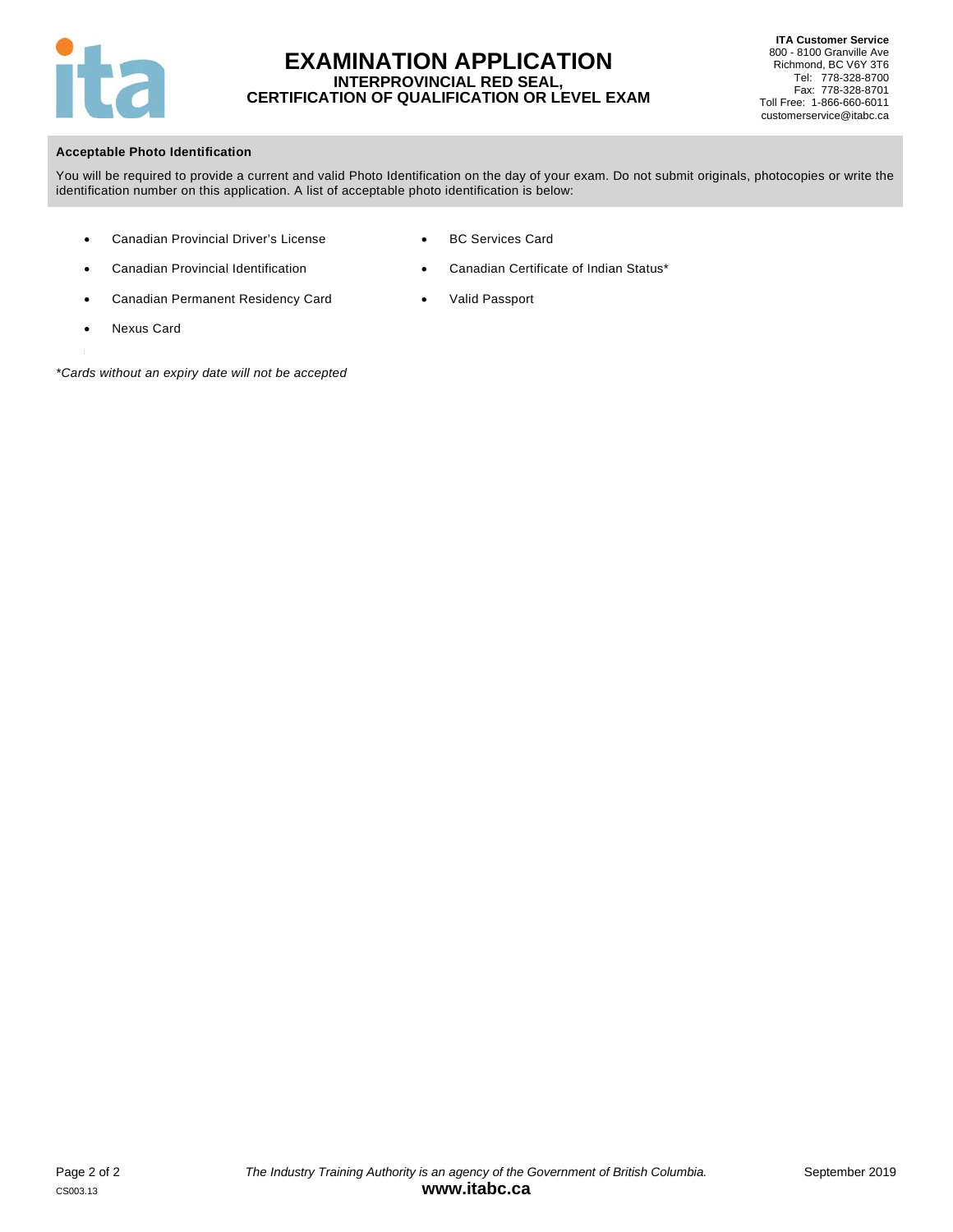**Acceptable Photo Identification**

You will be required to provide a current and valid Photo Identification on the day of your exam. Do not submit originals, photocopies or write the identification number on this application. A list of acceptable photo identification is below:

- Canadian Provincial Driver's License
- Canadian Provincial Identification
- Canadian Permanent Residency Card
- Nexus Card
- BC Services Card
- Canadian Certificate of Indian Status*
- Valid Passport

*Cards without an expiry date will not be accepted*